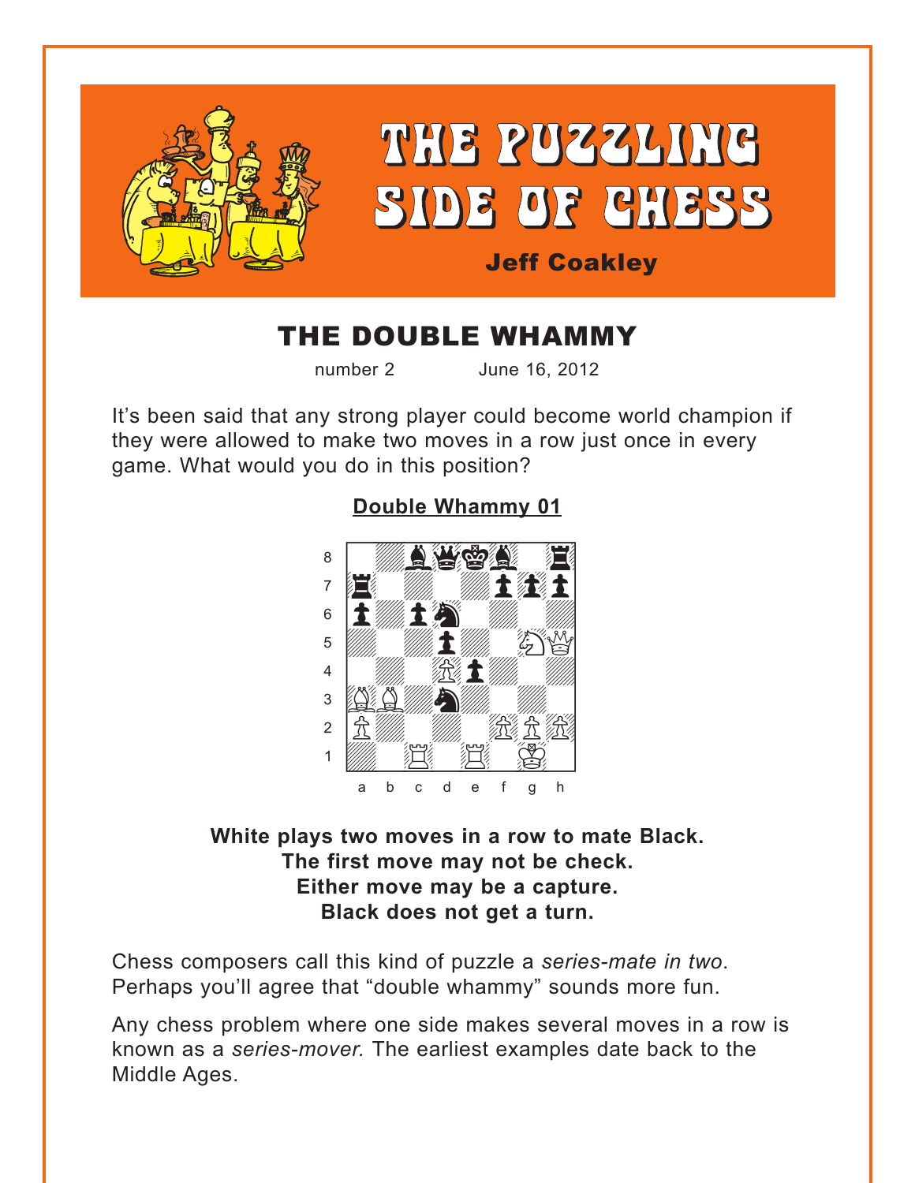# THE PUZZLING SIDE OF CHESS

**Jeff Coakley**

## THE DOUBLE WHAMMY

number 2 June 16, 2012

It's been said that any strong player could become world champion if they were allowed to make two moves in a row just once in every game. What would you do in this position?

**Double Whammy 01**

**White plays two moves in a row to mate Black.**
**The first move may not be check.**
**Either move may be a capture.**
**Black does not get a turn.**

Chess composers call this kind of puzzle a *series-mate in two*. Perhaps you'll agree that "double whammy" sounds more fun.

Any chess problem where one side makes several moves in a row is known as a *series-mover.* The earliest examples date back to the Middle Ages.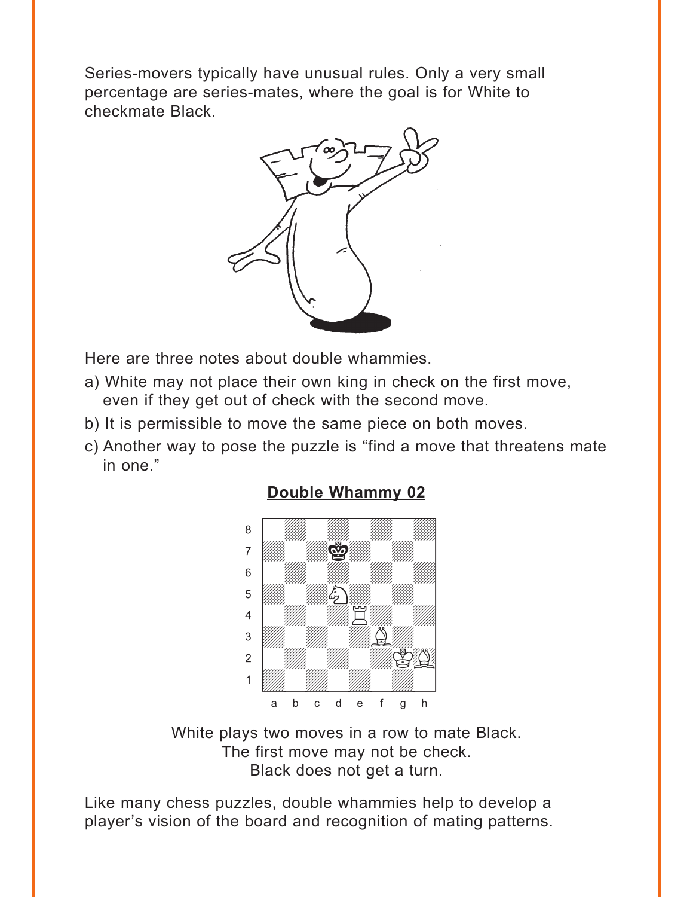Series-movers typically have unusual rules. Only a very small percentage are series-mates, where the goal is for White to checkmate Black.

Here are three notes about double whammies.

a) White may not place their own king in check on the first move, even if they get out of check with the second move.

b) It is permissible to move the same piece on both moves.

c) Another way to pose the puzzle is "find a move that threatens mate in one."

**Double Whammy 02**

White plays two moves in a row to mate Black.
The first move may not be check.
Black does not get a turn.

Like many chess puzzles, double whammies help to develop a player's vision of the board and recognition of mating patterns.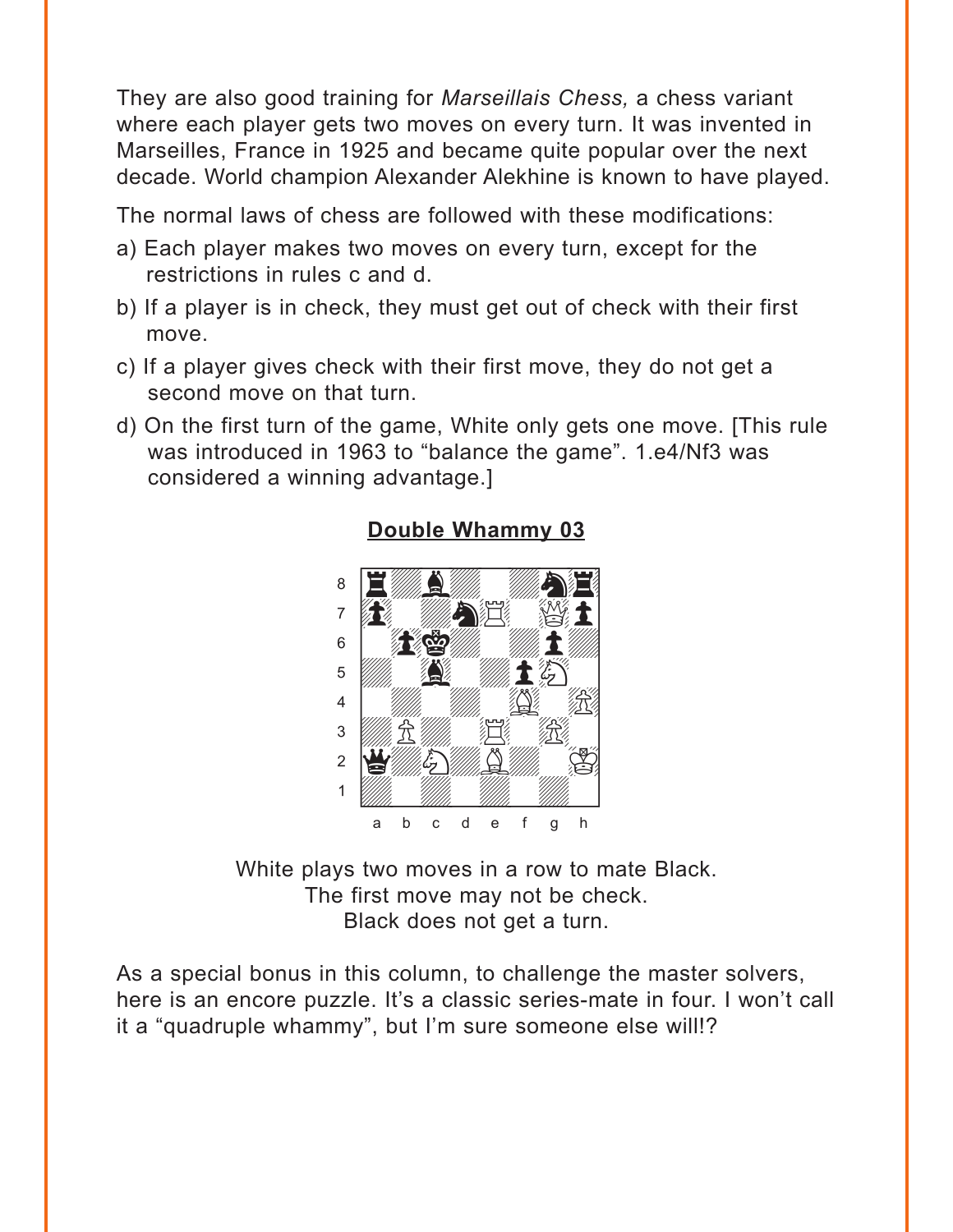They are also good training for *Marseillais Chess,* a chess variant where each player gets two moves on every turn. It was invented in Marseilles, France in 1925 and became quite popular over the next decade. World champion Alexander Alekhine is known to have played.

The normal laws of chess are followed with these modifications:

a) Each player makes two moves on every turn, except for the restrictions in rules c and d.

b) If a player is in check, they must get out of check with their first move.

c) If a player gives check with their first move, they do not get a second move on that turn.

d) On the first turn of the game, White only gets one move. [This rule was introduced in 1963 to "balance the game". 1.e4/Nf3 was considered a winning advantage.]

**Double Whammy 03**

White plays two moves in a row to mate Black.
The first move may not be check.
Black does not get a turn.

As a special bonus in this column, to challenge the master solvers, here is an encore puzzle. It's a classic series-mate in four. I won't call it a "quadruple whammy", but I'm sure someone else will!?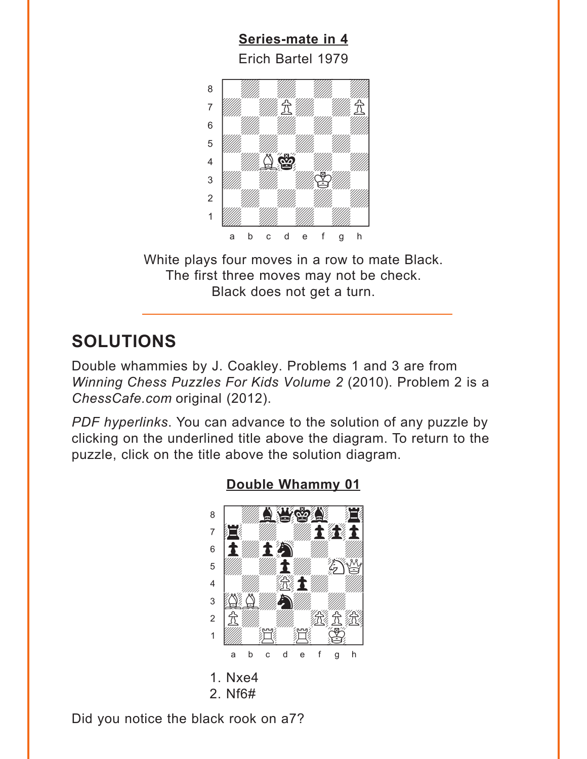**Series-mate in 4**

Erich Bartel 1979

White plays four moves in a row to mate Black.
The first three moves may not be check.
Black does not get a turn.

---

## SOLUTIONS

Double whammies by J. Coakley. Problems 1 and 3 are from *Winning Chess Puzzles For Kids Volume 2* (2010). Problem 2 is a *ChessCafe.com* original (2012).

*PDF hyperlinks*. You can advance to the solution of any puzzle by clicking on the underlined title above the diagram. To return to the puzzle, click on the title above the solution diagram.

**Double Whammy 01**

1. Nxe4
2. Nf6#

Did you notice the black rook on a7?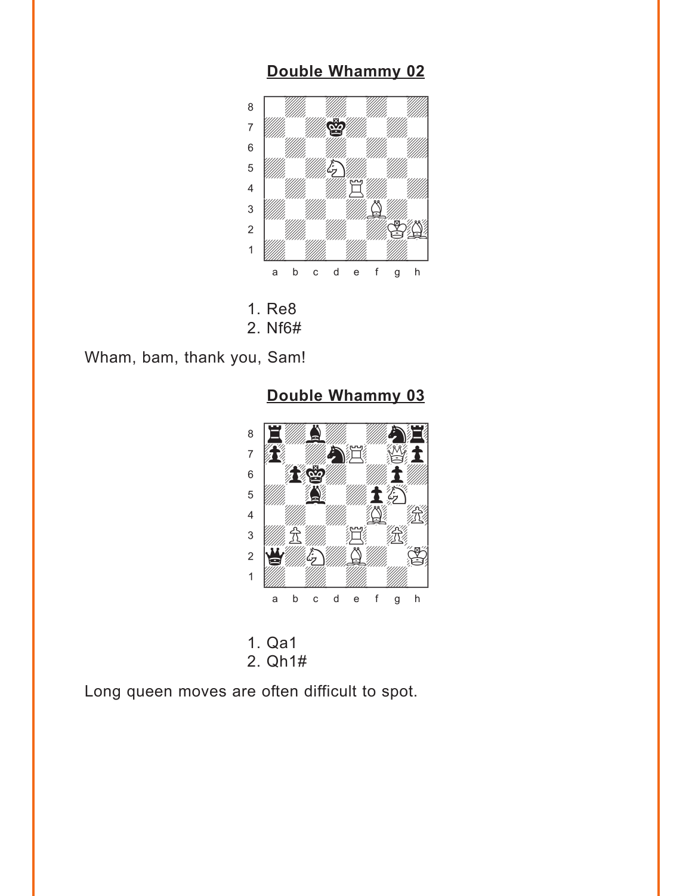## Double Whammy 02

1. Re8
2. Nf6#

Wham, bam, thank you, Sam!

## Double Whammy 03

1. Qa1
2. Qh1#

Long queen moves are often difficult to spot.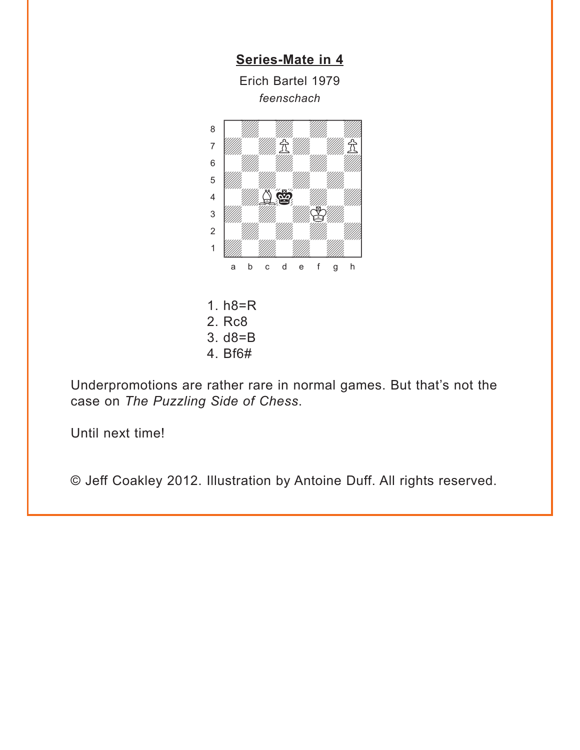**Series-Mate in 4**

Erich Bartel 1979

*feenschach*

1. h8=R
2. Rc8
3. d8=B
4. Bf6#

Underpromotions are rather rare in normal games. But that's not the case on *The Puzzling Side of Chess.*

Until next time!

© Jeff Coakley 2012. Illustration by Antoine Duff. All rights reserved.